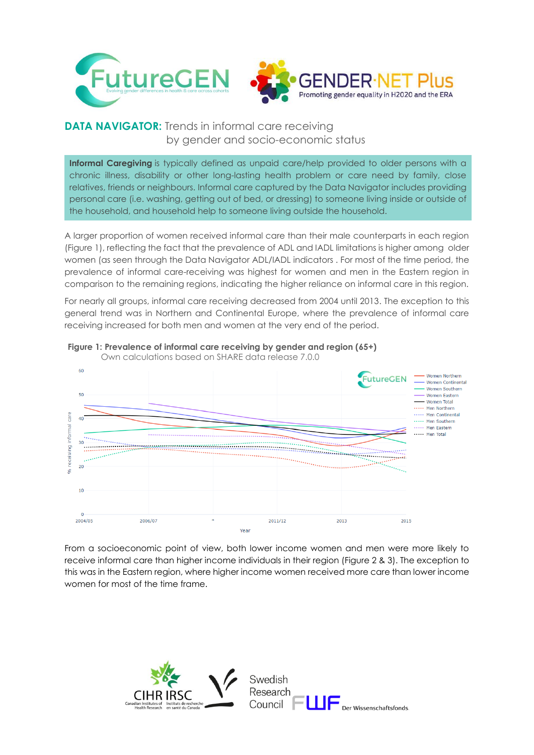## DATA NAVIGATOR: Trends in informal care receiving by gender and socio-economic status

**Informal Caregiving** is typically defined as unpaid care/help provided to older persons with a chronic illness, disability or other long-lasting health problem or care need by family, close relatives, friends or neighbours. Informal care captured by the Data Navigator includes providing personal care (i.e. washing, getting out of bed, or dressing) to someone living inside or outside of the household, and household help to someone living outside the household.

A larger proportion of women received informal care than their male counterparts in each region (Figure 1), reflecting the fact that the prevalence of ADL and IADL limitations is higher among older women (as seen through the Data Navigator ADL/IADL indicators . For most of the time period, the prevalence of informal care-receiving was highest for women and men in the Eastern region in comparison to the remaining regions, indicating the higher reliance on informal care in this region.

For nearly all groups, informal care receiving decreased from 2004 until 2013. The exception to this general trend was in Northern and Continental Europe, where the prevalence of informal care receiving increased for both men and women at the very end of the period.

**Figure 1: Prevalence of informal care receiving by gender and region (65+)**
Own calculations based on SHARE data release 7.0.0

From a socioeconomic point of view, both lower income women and men were more likely to receive informal care than higher income individuals in their region (Figure 2 & 3). The exception to this was in the Eastern region, where higher income women received more care than lower income women for most of the time frame.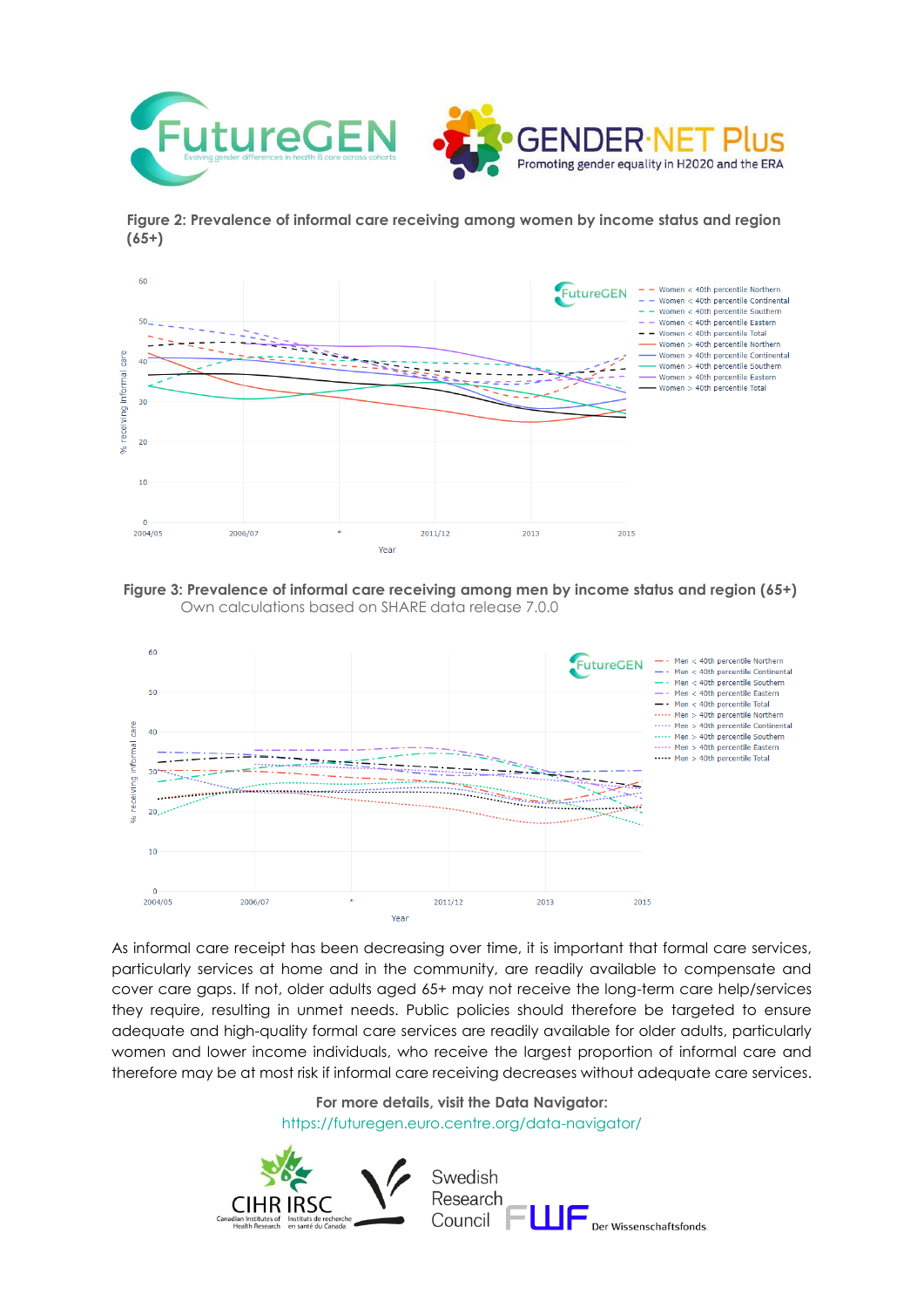**Figure 2: Prevalence of informal care receiving among women by income status and region (65+)**

FutureGEN

60
50
40
30
20
10
0

% receiving informal care

2004/05
2006/07
*
2011/12
2013
2015

Year

Women < 40th percentile Northern
Women < 40th percentile Continental
Women < 40th percentile Southern
Women < 40th percentile Eastern
Women < 40th percentile Total
Women > 40th percentile Northern
Women > 40th percentile Continental
Women > 40th percentile Southern
Women > 40th percentile Eastern
Women > 40th percentile Total

**Figure 3: Prevalence of informal care receiving among men by income status and region (65+)**

Own calculations based on SHARE data release 7.0.0

FutureGEN

60
50
40
30
20
10
0

% receiving informal care

2004/05
2006/07
*
2011/12
2013
2015

Year

Men < 40th percentile Northern
Men < 40th percentile Continental
Men < 40th percentile Southern
Men < 40th percentile Eastern
Men < 40th percentile Total
Men > 40th percentile Northern
Men > 40th percentile Continental
Men > 40th percentile Southern
Men > 40th percentile Eastern
Men > 40th percentile Total

As informal care receipt has been decreasing over time, it is important that formal care services, particularly services at home and in the community, are readily available to compensate and cover care gaps. If not, older adults aged 65+ may not receive the long-term care help/services they require, resulting in unmet needs. Public policies should therefore be targeted to ensure adequate and high-quality formal care services are readily available for older adults, particularly women and lower income individuals, who receive the largest proportion of informal care and therefore may be at most risk if informal care receiving decreases without adequate care services.

**For more details, visit the Data Navigator:**
https://futuregen.euro.centre.org/data-navigator/